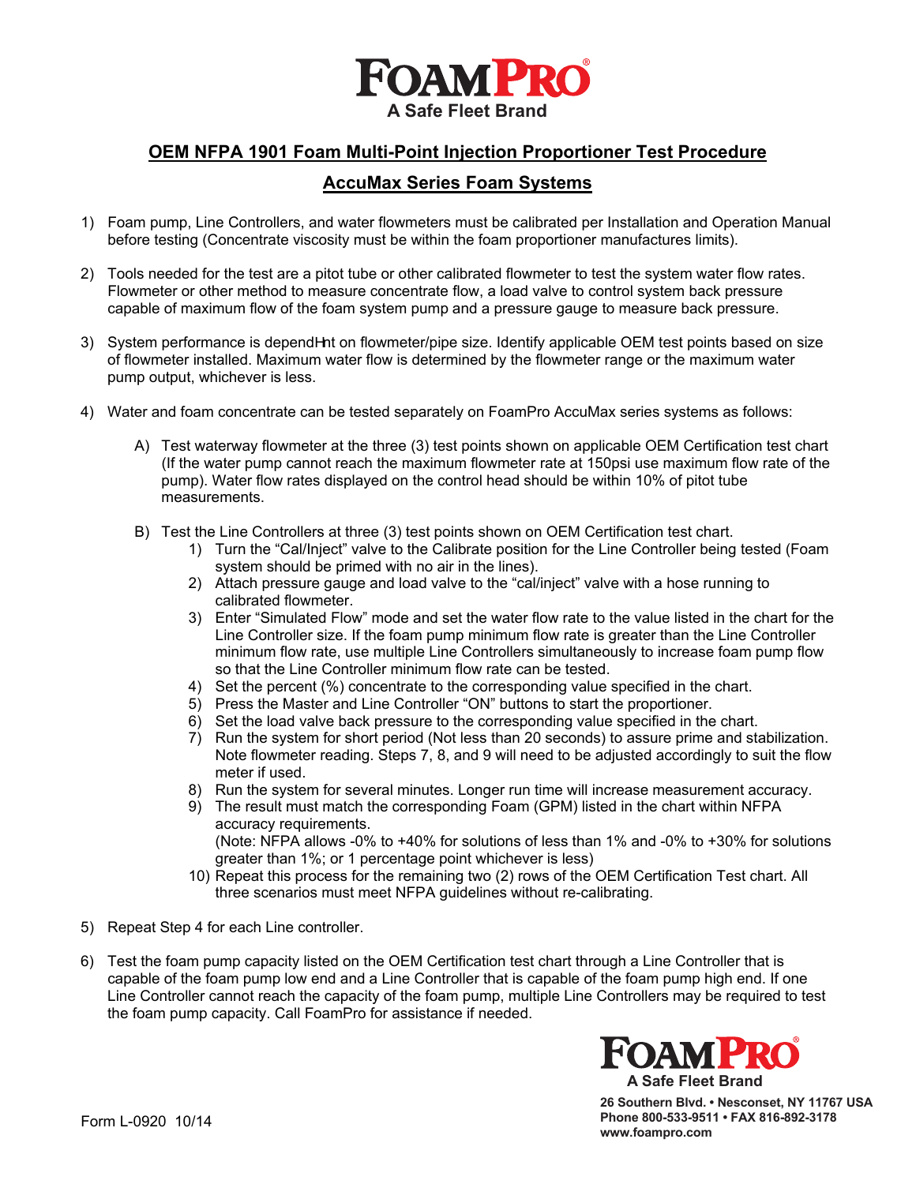FoamPro

A Safe Fleet Brand

## OEM NFPA 1901 Foam Multi-Point Injection Proportioner Test Procedure

## AccuMax Series Foam Systems

1) Foam pump, Line Controllers, and water flowmeters must be calibrated per Installation and Operation Manual before testing (Concentrate viscosity must be within the foam proportioner manufactures limits).

2) Tools needed for the test are a pitot tube or other calibrated flowmeter to test the system water flow rates. Flowmeter or other method to measure concentrate flow, a load valve to control system back pressure capable of maximum flow of the foam system pump and a pressure gauge to measure back pressure.

3) System performance is dependHnt on flowmeter/pipe size. Identify applicable OEM test points based on size of flowmeter installed. Maximum water flow is determined by the flowmeter range or the maximum water pump output, whichever is less.

4) Water and foam concentrate can be tested separately on FoamPro AccuMax series systems as follows:

   A) Test waterway flowmeter at the three (3) test points shown on applicable OEM Certification test chart (If the water pump cannot reach the maximum flowmeter rate at 150psi use maximum flow rate of the pump). Water flow rates displayed on the control head should be within 10% of pitot tube measurements.

   B) Test the Line Controllers at three (3) test points shown on OEM Certification test chart.
      1) Turn the "Cal/Inject" valve to the Calibrate position for the Line Controller being tested (Foam system should be primed with no air in the lines).
      2) Attach pressure gauge and load valve to the "cal/inject" valve with a hose running to calibrated flowmeter.
      3) Enter "Simulated Flow" mode and set the water flow rate to the value listed in the chart for the Line Controller size. If the foam pump minimum flow rate is greater than the Line Controller minimum flow rate, use multiple Line Controllers simultaneously to increase foam pump flow so that the Line Controller minimum flow rate can be tested.
      4) Set the percent (%) concentrate to the corresponding value specified in the chart.
      5) Press the Master and Line Controller "ON" buttons to start the proportioner.
      6) Set the load valve back pressure to the corresponding value specified in the chart.
      7) Run the system for short period (Not less than 20 seconds) to assure prime and stabilization. Note flowmeter reading. Steps 7, 8, and 9 will need to be adjusted accordingly to suit the flow meter if used.
      8) Run the system for several minutes. Longer run time will increase measurement accuracy.
      9) The result must match the corresponding Foam (GPM) listed in the chart within NFPA accuracy requirements.
         (Note: NFPA allows -0% to +40% for solutions of less than 1% and -0% to +30% for solutions greater than 1%; or 1 percentage point whichever is less)
      10) Repeat this process for the remaining two (2) rows of the OEM Certification Test chart. All three scenarios must meet NFPA guidelines without re-calibrating.

5) Repeat Step 4 for each Line controller.

6) Test the foam pump capacity listed on the OEM Certification test chart through a Line Controller that is capable of the foam pump low end and a Line Controller that is capable of the foam pump high end. If one Line Controller cannot reach the capacity of the foam pump, multiple Line Controllers may be required to test the foam pump capacity. Call FoamPro for assistance if needed.

FoamPro
A Safe Fleet Brand
26 Southern Blvd. • Nesconset, NY 11767 USA
Phone 800-533-9511 • FAX 816-892-3178
www.foampro.com

Form L-0920 10/14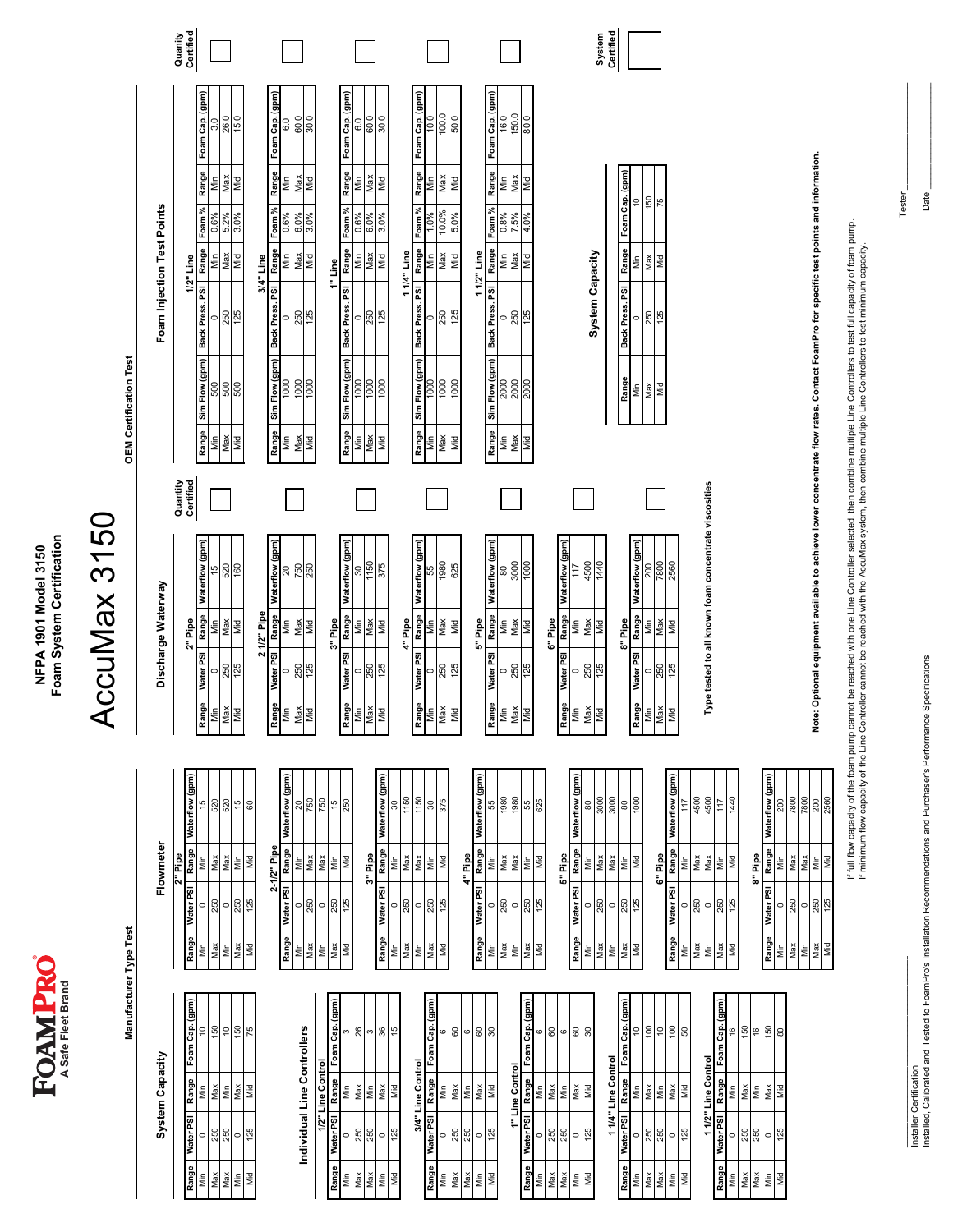# FoamPro
A Safe Fleet Brand

## NFPA 1901 Model 3150
## Foam System Certification

# AccuMax 3150

## Manufacturer Type Test

### System Capacity

| Range | Water PSI | Range | Foam Cap. (gpm) |
|---|---|---|---|
| Min | 0 | Min | 10 |
| Max | 250 | Max | 150 |
| Max | 250 | Min | 10 |
| Min | 0 | Max | 150 |
| Mid | 125 | Mid | 75 |

### Individual Line Controllers

**1/2" Line Control**

| Range | Water PSI | Range | Foam Cap. (gpm) |
|---|---|---|---|
| Min | 0 | Min | 3 |
| Max | 250 | Max | 26 |
| Max | 250 | Min | 3 |
| Min | 0 | Max | 36 |
| Mid | 125 | Mid | 15 |

**3/4" Line Control**

| Range | Water PSI | Range | Foam Cap. (gpm) |
|---|---|---|---|
| Min | 0 | Min | 6 |
| Max | 250 | Max | 60 |
| Max | 250 | Min | 6 |
| Min | 0 | Max | 60 |
| Mid | 125 | Mid | 30 |

**1" Line Control**

| Range | Water PSI | Range | Foam Cap. (gpm) |
|---|---|---|---|
| Min | 0 | Min | 6 |
| Max | 250 | Max | 60 |
| Max | 250 | Min | 6 |
| Min | 0 | Max | 60 |
| Mid | 125 | Mid | 30 |

**1 1/4" Line Control**

| Range | Water PSI | Range | Foam Cap. (gpm) |
|---|---|---|---|
| Min | 0 | Min | 10 |
| Max | 250 | Max | 100 |
| Max | 250 | Min | 10 |
| Min | 0 | Max | 100 |
| Mid | 125 | Mid | 50 |

**1 1/2" Line Control**

| Range | Water PSI | Range | Foam Cap. (gpm) |
|---|---|---|---|
| Min | 0 | Min | 16 |
| Max | 250 | Max | 150 |
| Max | 250 | Min | 16 |
| Min | 0 | Max | 150 |
| Mid | 125 | Mid | 80 |

### Flowmeter

**2" Pipe**

| Range | Water PSI | Range | Waterflow (gpm) |
|---|---|---|---|
| Min | 0 | Min | 15 |
| Max | 250 | Max | 520 |
| Min | 0 | Max | 520 |
| Max | 250 | Min | 15 |
| Mid | 125 | Mid | 60 |

**2-1/2" Pipe**

| Range | Water PSI | Range | Waterflow (gpm) |
|---|---|---|---|
| Min | 0 | Min | 20 |
| Max | 250 | Max | 750 |
| Min | 0 | Max | 750 |
| Max | 250 | Min | 15 |
| Mid | 125 | Mid | 250 |

**3" Pipe**

| Range | Water PSI | Range | Waterflow (gpm) |
|---|---|---|---|
| Min | 0 | Min | 30 |
| Max | 250 | Max | 1150 |
| Min | 0 | Max | 1150 |
| Max | 250 | Min | 30 |
| Mid | 125 | Mid | 375 |

**4" Pipe**

| Range | Water PSI | Range | Waterflow (gpm) |
|---|---|---|---|
| Min | 0 | Min | 55 |
| Max | 250 | Max | 1980 |
| Min | 0 | Max | 1980 |
| Max | 250 | Min | 55 |
| Mid | 125 | Mid | 625 |

**5" Pipe**

| Range | Water PSI | Range | Waterflow (gpm) |
|---|---|---|---|
| Min | 0 | Min | 80 |
| Max | 250 | Max | 3000 |
| Min | 0 | Max | 3000 |
| Max | 250 | Min | 80 |
| Mid | 125 | Mid | 1000 |

**6" Pipe**

| Range | Water PSI | Range | Waterflow (gpm) |
|---|---|---|---|
| Min | 0 | Min | 117 |
| Max | 250 | Max | 4500 |
| Min | 0 | Max | 4500 |
| Max | 250 | Min | 117 |
| Mid | 125 | Mid | 1440 |

**8" Pipe**

| Range | Water PSI | Range | Waterflow (gpm) |
|---|---|---|---|
| Min | 0 | Min | 200 |
| Max | 250 | Max | 7800 |
| Min | 0 | Max | 7800 |
| Max | 250 | Min | 200 |
| Mid | 125 | Mid | 2560 |

## OEM Certification Test

### Discharge Waterway

**2" Pipe**

| Range | Water PSI | Range | Waterflow (gpm) | Quantity Certified |
|---|---|---|---|---|
| Min | 0 | Min | 15 | ☐ |
| Max | 250 | Max | 520 | |
| Mid | 125 | Mid | 160 | |

**2 1/2" Pipe**

| Range | Water PSI | Range | Waterflow (gpm) | Quantity Certified |
|---|---|---|---|---|
| Min | 0 | Min | 20 | ☐ |
| Max | 250 | Max | 750 | |
| Mid | 125 | Mid | 250 | |

**3" Pipe**

| Range | Water PSI | Range | Waterflow (gpm) | Quantity Certified |
|---|---|---|---|---|
| Min | 0 | Min | 30 | ☐ |
| Max | 250 | Max | 1150 | |
| Mid | 125 | Mid | 375 | |

**4" Pipe**

| Range | Water PSI | Range | Waterflow (gpm) | Quantity Certified |
|---|---|---|---|---|
| Min | 0 | Min | 55 | ☐ |
| Max | 250 | Max | 1980 | |
| Mid | 125 | Mid | 625 | |

**5" Pipe**

| Range | Water PSI | Range | Waterflow (gpm) | Quantity Certified |
|---|---|---|---|---|
| Min | 0 | Min | 80 | ☐ |
| Max | 250 | Max | 3000 | |
| Mid | 125 | Mid | 1000 | |

**6" Pipe**

| Range | Water PSI | Range | Waterflow (gpm) | Quantity Certified |
|---|---|---|---|---|
| Min | 0 | Min | 117 | ☐ |
| Max | 250 | Max | 4500 | |
| Mid | 125 | Mid | 1440 | |

**8" Pipe**

| Range | Water PSI | Range | Waterflow (gpm) | Quantity Certified |
|---|---|---|---|---|
| Min | 0 | Min | 200 | ☐ |
| Max | 250 | Max | 7800 | |
| Mid | 125 | Mid | 2560 | |

**Type tested to all known foam concentrate viscosities**

### Foam Injection Test Points

**1/2" Line**

| Range | Sim Flow (gpm) | Back Press. PSI | Range | Foam % | Range | Foam Cap. (gpm) | Quanity Certified |
|---|---|---|---|---|---|---|---|
| Min | 500 | 0 | Min | 0.6% | Min | 3.0 | ☐ |
| Max | 500 | 250 | Max | 5.2% | Max | 26.0 | |
| Mid | 500 | 125 | Mid | 3.0% | Mid | 15.0 | |

**3/4" Line**

| Range | Sim Flow (gpm) | Back Press. PSI | Range | Foam % | Range | Foam Cap. (gpm) | Quanity Certified |
|---|---|---|---|---|---|---|---|
| Min | 1000 | 0 | Min | 0.6% | Min | 6.0 | ☐ |
| Max | 1000 | 250 | Max | 6.0% | Max | 60.0 | |
| Mid | 1000 | 125 | Mid | 3.0% | Mid | 30.0 | |

**1" Line**

| Range | Sim Flow (gpm) | Back Press. PSI | Range | Foam % | Range | Foam Cap. (gpm) | Quanity Certified |
|---|---|---|---|---|---|---|---|
| Min | 1000 | 0 | Min | 0.6% | Min | 6.0 | ☐ |
| Max | 1000 | 250 | Max | 6.0% | Max | 60.0 | |
| Mid | 1000 | 125 | Mid | 3.0% | Mid | 30.0 | |

**1 1/4" Line**

| Range | Sim Flow (gpm) | Back Press. PSI | Range | Foam % | Range | Foam Cap. (gpm) | Quanity Certified |
|---|---|---|---|---|---|---|---|
| Min | 1000 | 0 | Min | 1.0% | Min | 10.0 | ☐ |
| Max | 1000 | 250 | Max | 10.0% | Max | 100.0 | |
| Mid | 1000 | 125 | Mid | 5.0% | Mid | 50.0 | |

**1 1/2" Line**

| Range | Sim Flow (gpm) | Back Press. PSI | Range | Foam % | Range | Foam Cap. (gpm) | Quanity Certified |
|---|---|---|---|---|---|---|---|
| Min | 2000 | 0 | Min | 0.8% | Min | 16.0 | ☐ |
| Max | 2000 | 250 | Max | 7.5% | Max | 150.0 | |
| Mid | 2000 | 125 | Mid | 4.0% | Mid | 80.0 | |

### System Capacity

| Range | Back Press. PSI | Range | Foam Cap. (gpm) | System Certified |
|---|---|---|---|---|
| Min | 0 | Min | 10 | ☐ |
| Max | 250 | Max | 150 | |
| Mid | 125 | Mid | 75 | |

**Note: Optional equipment available to achieve lower concentrate flow rates. Contact FoamPro for specific test points and information.**

If full flow capacity of the foam pump cannot be reached with one Line Controller selected, then combine multiple Line Controllers to test full capacity of foam pump.
If minimum flow capacity of the Line Controller cannot be reached with the AccuMax system, then combine multiple Line Controllers to test minimum capacity.

Installer Certification
Installed, Calibrated and Tested to FoamPro's Installation Recommendations and Purchaser's Performance Specifications

Tester ____________________

Date ____________________